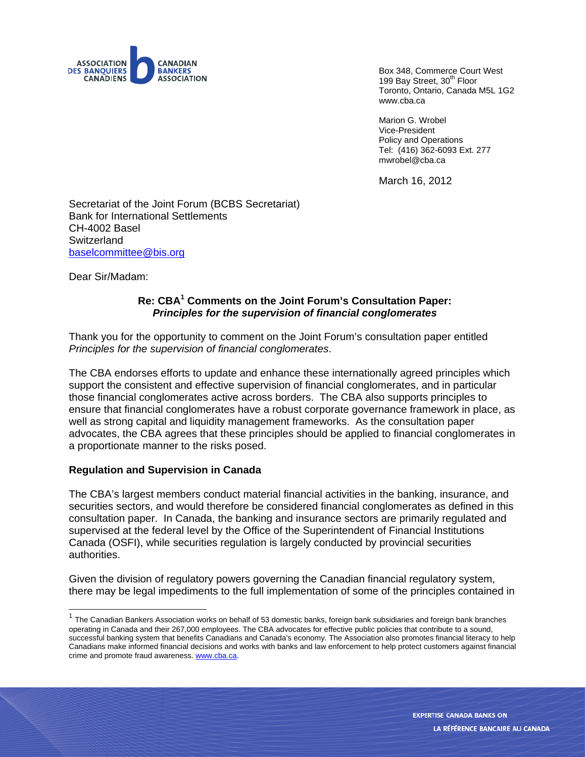ASSOCIATION DES BANQUIERS CANADIENS | CANADIAN BANKERS ASSOCIATION

Box 348, Commerce Court West
199 Bay Street, 30th Floor
Toronto, Ontario, Canada M5L 1G2
www.cba.ca

Marion G. Wrobel
Vice-President
Policy and Operations
Tel: (416) 362-6093 Ext. 277
mwrobel@cba.ca

March 16, 2012

Secretariat of the Joint Forum (BCBS Secretariat)
Bank for International Settlements
CH-4002 Basel
Switzerland
baselcommittee@bis.org

Dear Sir/Madam:

**Re: CBA[1] Comments on the Joint Forum's Consultation Paper:**
***Principles for the supervision of financial conglomerates***

Thank you for the opportunity to comment on the Joint Forum's consultation paper entitled *Principles for the supervision of financial conglomerates*.

The CBA endorses efforts to update and enhance these internationally agreed principles which support the consistent and effective supervision of financial conglomerates, and in particular those financial conglomerates active across borders. The CBA also supports principles to ensure that financial conglomerates have a robust corporate governance framework in place, as well as strong capital and liquidity management frameworks. As the consultation paper advocates, the CBA agrees that these principles should be applied to financial conglomerates in a proportionate manner to the risks posed.

**Regulation and Supervision in Canada**

The CBA's largest members conduct material financial activities in the banking, insurance, and securities sectors, and would therefore be considered financial conglomerates as defined in this consultation paper. In Canada, the banking and insurance sectors are primarily regulated and supervised at the federal level by the Office of the Superintendent of Financial Institutions Canada (OSFI), while securities regulation is largely conducted by provincial securities authorities.

Given the division of regulatory powers governing the Canadian financial regulatory system, there may be legal impediments to the full implementation of some of the principles contained in

[1] The Canadian Bankers Association works on behalf of 53 domestic banks, foreign bank subsidiaries and foreign bank branches operating in Canada and their 267,000 employees. The CBA advocates for effective public policies that contribute to a sound, successful banking system that benefits Canadians and Canada's economy. The Association also promotes financial literacy to help Canadians make informed financial decisions and works with banks and law enforcement to help protect customers against financial crime and promote fraud awareness. www.cba.ca.

EXPERTISE CANADA BANKS ON
LA RÉFÉRENCE BANCAIRE AU CANADA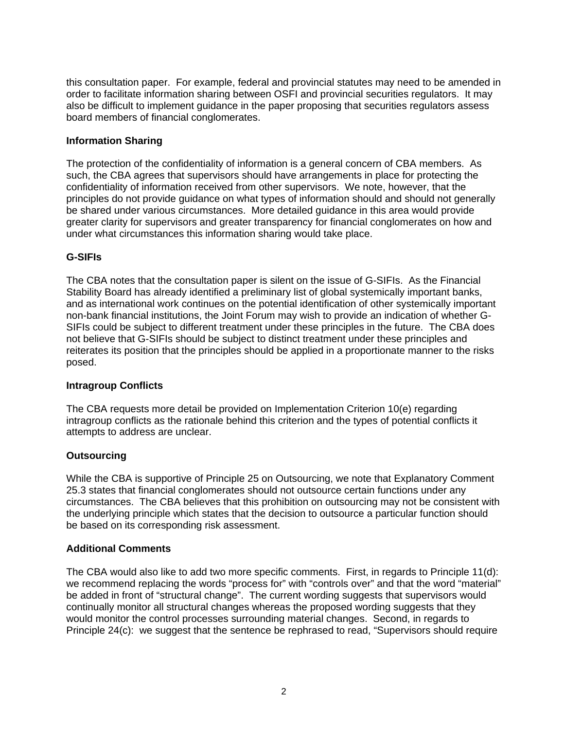this consultation paper. For example, federal and provincial statutes may need to be amended in order to facilitate information sharing between OSFI and provincial securities regulators. It may also be difficult to implement guidance in the paper proposing that securities regulators assess board members of financial conglomerates.

**Information Sharing**

The protection of the confidentiality of information is a general concern of CBA members. As such, the CBA agrees that supervisors should have arrangements in place for protecting the confidentiality of information received from other supervisors. We note, however, that the principles do not provide guidance on what types of information should and should not generally be shared under various circumstances. More detailed guidance in this area would provide greater clarity for supervisors and greater transparency for financial conglomerates on how and under what circumstances this information sharing would take place.

**G-SIFIs**

The CBA notes that the consultation paper is silent on the issue of G-SIFIs. As the Financial Stability Board has already identified a preliminary list of global systemically important banks, and as international work continues on the potential identification of other systemically important non-bank financial institutions, the Joint Forum may wish to provide an indication of whether G-SIFIs could be subject to different treatment under these principles in the future. The CBA does not believe that G-SIFIs should be subject to distinct treatment under these principles and reiterates its position that the principles should be applied in a proportionate manner to the risks posed.

**Intragroup Conflicts**

The CBA requests more detail be provided on Implementation Criterion 10(e) regarding intragroup conflicts as the rationale behind this criterion and the types of potential conflicts it attempts to address are unclear.

**Outsourcing**

While the CBA is supportive of Principle 25 on Outsourcing, we note that Explanatory Comment 25.3 states that financial conglomerates should not outsource certain functions under any circumstances. The CBA believes that this prohibition on outsourcing may not be consistent with the underlying principle which states that the decision to outsource a particular function should be based on its corresponding risk assessment.

**Additional Comments**

The CBA would also like to add two more specific comments. First, in regards to Principle 11(d): we recommend replacing the words "process for" with "controls over" and that the word "material" be added in front of "structural change". The current wording suggests that supervisors would continually monitor all structural changes whereas the proposed wording suggests that they would monitor the control processes surrounding material changes. Second, in regards to Principle 24(c): we suggest that the sentence be rephrased to read, "Supervisors should require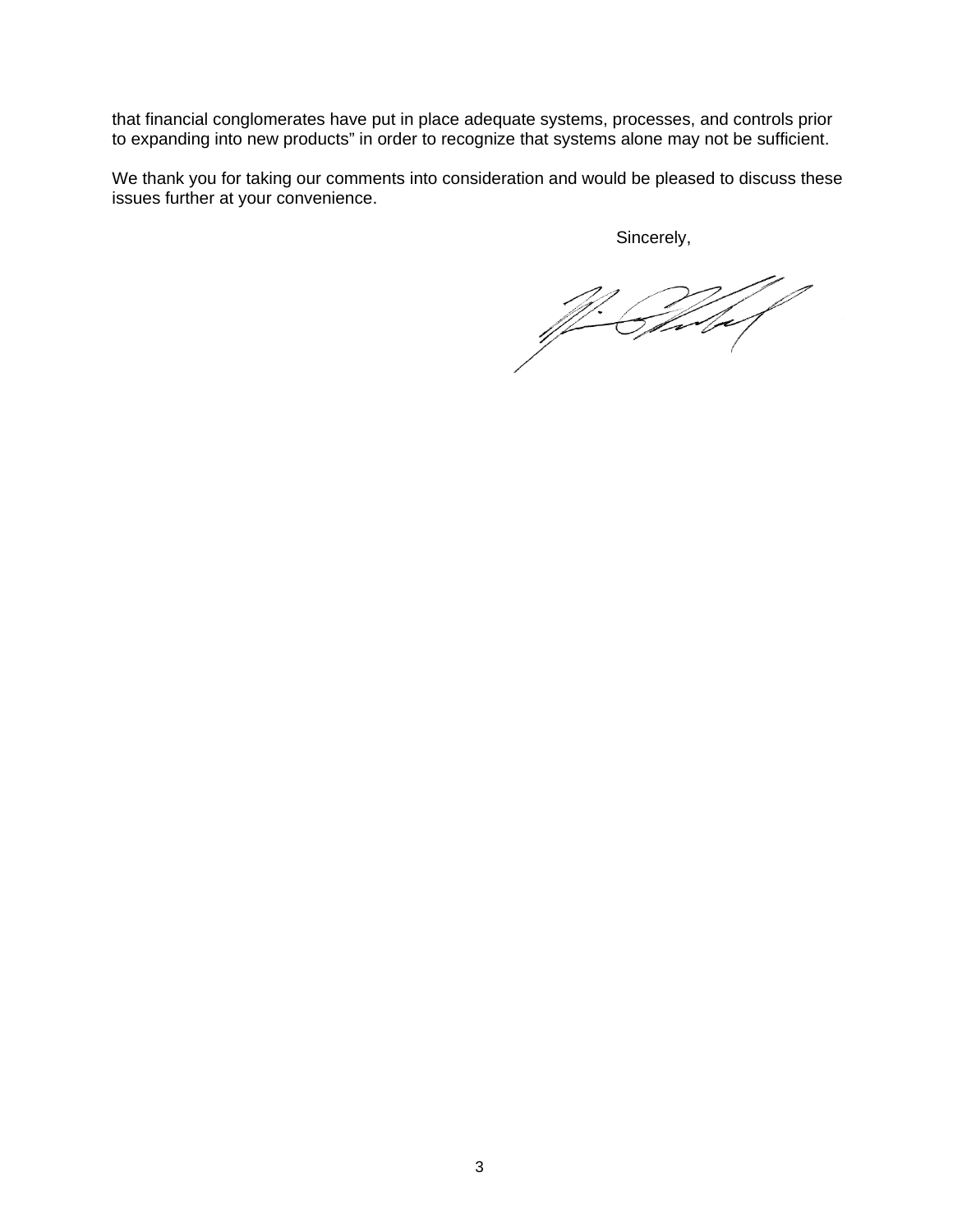that financial conglomerates have put in place adequate systems, processes, and controls prior to expanding into new products" in order to recognize that systems alone may not be sufficient.

We thank you for taking our comments into consideration and would be pleased to discuss these issues further at your convenience.

Sincerely,